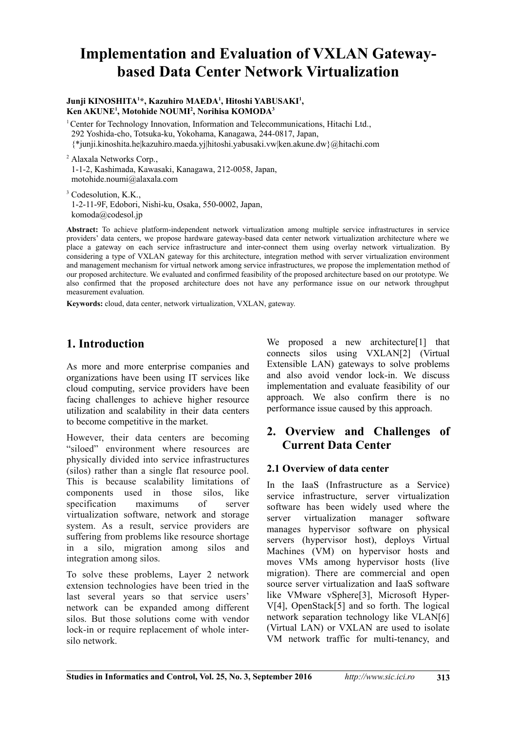# Implementation and Evaluation of VXLAN Gateway-based Data Center Network Virtualization

**Junji KINOSHITA[1]*, Kazuhiro MAEDA[1], Hitoshi YABUSAKI[1], Ken AKUNE[1], Motohide NOUMI[2], Norihisa KOMODA[3]**

[1] Center for Technology Innovation, Information and Telecommunications, Hitachi Ltd., 292 Yoshida-cho, Totsuka-ku, Yokohama, Kanagawa, 244-0817, Japan, {*junji.kinoshita.he|kazuhiro.maeda.yj|hitoshi.yabusaki.vw|ken.akune.dw}@hitachi.com

[2] Alaxala Networks Corp., 1-1-2, Kashimada, Kawasaki, Kanagawa, 212-0058, Japan, motohide.noumi@alaxala.com

[3] Codesolution, K.K., 1-2-11-9F, Edobori, Nishi-ku, Osaka, 550-0002, Japan, komoda@codesol.jp

**Abstract:** To achieve platform-independent network virtualization among multiple service infrastructures in service providers' data centers, we propose hardware gateway-based data center network virtualization architecture where we place a gateway on each service infrastructure and inter-connect them using overlay network virtualization. By considering a type of VXLAN gateway for this architecture, integration method with server virtualization environment and management mechanism for virtual network among service infrastructures, we propose the implementation method of our proposed architecture. We evaluated and confirmed feasibility of the proposed architecture based on our prototype. We also confirmed that the proposed architecture does not have any performance issue on our network throughput measurement evaluation.

**Keywords:** cloud, data center, network virtualization, VXLAN, gateway.

## 1. Introduction

As more and more enterprise companies and organizations have been using IT services like cloud computing, service providers have been facing challenges to achieve higher resource utilization and scalability in their data centers to become competitive in the market.

However, their data centers are becoming "siloed" environment where resources are physically divided into service infrastructures (silos) rather than a single flat resource pool. This is because scalability limitations of components used in those silos, like specification maximums of server virtualization software, network and storage system. As a result, service providers are suffering from problems like resource shortage in a silo, migration among silos and integration among silos.

To solve these problems, Layer 2 network extension technologies have been tried in the last several years so that service users' network can be expanded among different silos. But those solutions come with vendor lock-in or require replacement of whole inter-silo network.

We proposed a new architecture[1] that connects silos using VXLAN[2] (Virtual Extensible LAN) gateways to solve problems and also avoid vendor lock-in. We discuss implementation and evaluate feasibility of our approach. We also confirm there is no performance issue caused by this approach.

## 2. Overview and Challenges of Current Data Center

### 2.1 Overview of data center

In the IaaS (Infrastructure as a Service) service infrastructure, server virtualization software has been widely used where the server virtualization manager software manages hypervisor software on physical servers (hypervisor host), deploys Virtual Machines (VM) on hypervisor hosts and moves VMs among hypervisor hosts (live migration). There are commercial and open source server virtualization and IaaS software like VMware vSphere[3], Microsoft Hyper-V[4], OpenStack[5] and so forth. The logical network separation technology like VLAN[6] (Virtual LAN) or VXLAN are used to isolate VM network traffic for multi-tenancy, and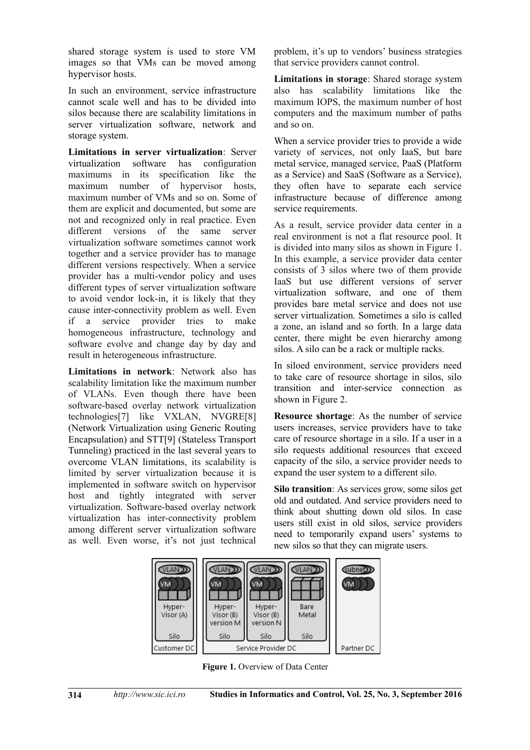shared storage system is used to store VM images so that VMs can be moved among hypervisor hosts.

In such an environment, service infrastructure cannot scale well and has to be divided into silos because there are scalability limitations in server virtualization software, network and storage system.

**Limitations in server virtualization**: Server virtualization software has configuration maximums in its specification like the maximum number of hypervisor hosts, maximum number of VMs and so on. Some of them are explicit and documented, but some are not and recognized only in real practice. Even different versions of the same server virtualization software sometimes cannot work together and a service provider has to manage different versions respectively. When a service provider has a multi-vendor policy and uses different types of server virtualization software to avoid vendor lock-in, it is likely that they cause inter-connectivity problem as well. Even if a service provider tries to make homogeneous infrastructure, technology and software evolve and change day by day and result in heterogeneous infrastructure.

**Limitations in network**: Network also has scalability limitation like the maximum number of VLANs. Even though there have been software-based overlay network virtualization technologies[7] like VXLAN, NVGRE[8] (Network Virtualization using Generic Routing Encapsulation) and STT[9] (Stateless Transport Tunneling) practiced in the last several years to overcome VLAN limitations, its scalability is limited by server virtualization because it is implemented in software switch on hypervisor host and tightly integrated with server virtualization. Software-based overlay network virtualization has inter-connectivity problem among different server virtualization software as well. Even worse, it's not just technical problem, it's up to vendors' business strategies that service providers cannot control.

**Limitations in storage**: Shared storage system also has scalability limitations like the maximum IOPS, the maximum number of host computers and the maximum number of paths and so on.

When a service provider tries to provide a wide variety of services, not only IaaS, but bare metal service, managed service, PaaS (Platform as a Service) and SaaS (Software as a Service), they often have to separate each service infrastructure because of difference among service requirements.

As a result, service provider data center in a real environment is not a flat resource pool. It is divided into many silos as shown in Figure 1. In this example, a service provider data center consists of 3 silos where two of them provide IaaS but use different versions of server virtualization software, and one of them provides bare metal service and does not use server virtualization. Sometimes a silo is called a zone, an island and so forth. In a large data center, there might be even hierarchy among silos. A silo can be a rack or multiple racks.

In siloed environment, service providers need to take care of resource shortage in silos, silo transition and inter-service connection as shown in Figure 2.

**Resource shortage**: As the number of service users increases, service providers have to take care of resource shortage in a silo. If a user in a silo requests additional resources that exceed capacity of the silo, a service provider needs to expand the user system to a different silo.

**Silo transition**: As services grow, some silos get old and outdated. And service providers need to think about shutting down old silos. In case users still exist in old silos, service providers need to temporarily expand users' systems to new silos so that they can migrate users.

**Figure 1.** Overview of Data Center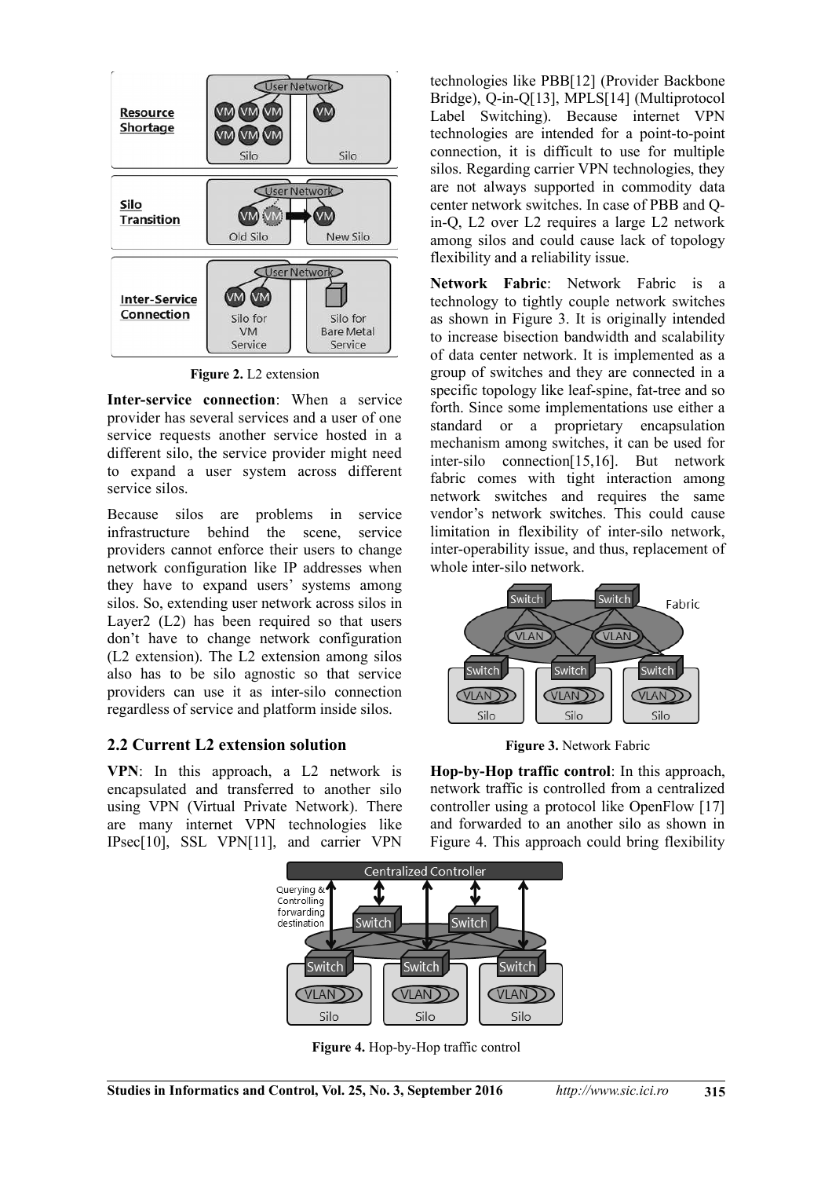Figure 2. L2 extension

**Inter-service connection**: When a service provider has several services and a user of one service requests another service hosted in a different silo, the service provider might need to expand a user system across different service silos.

Because silos are problems in service infrastructure behind the scene, service providers cannot enforce their users to change network configuration like IP addresses when they have to expand users' systems among silos. So, extending user network across silos in Layer2 (L2) has been required so that users don't have to change network configuration (L2 extension). The L2 extension among silos also has to be silo agnostic so that service providers can use it as inter-silo connection regardless of service and platform inside silos.

## 2.2 Current L2 extension solution

**VPN**: In this approach, a L2 network is encapsulated and transferred to another silo using VPN (Virtual Private Network). There are many internet VPN technologies like IPsec[10], SSL VPN[11], and carrier VPN technologies like PBB[12] (Provider Backbone Bridge), Q-in-Q[13], MPLS[14] (Multiprotocol Label Switching). Because internet VPN technologies are intended for a point-to-point connection, it is difficult to use for multiple silos. Regarding carrier VPN technologies, they are not always supported in commodity data center network switches. In case of PBB and Q-in-Q, L2 over L2 requires a large L2 network among silos and could cause lack of topology flexibility and a reliability issue.

**Network Fabric**: Network Fabric is a technology to tightly couple network switches as shown in Figure 3. It is originally intended to increase bisection bandwidth and scalability of data center network. It is implemented as a group of switches and they are connected in a specific topology like leaf-spine, fat-tree and so forth. Since some implementations use either a standard or a proprietary encapsulation mechanism among switches, it can be used for inter-silo connection[15,16]. But network fabric comes with tight interaction among network switches and requires the same vendor's network switches. This could cause limitation in flexibility of inter-silo network, inter-operability issue, and thus, replacement of whole inter-silo network.

Figure 3. Network Fabric

**Hop-by-Hop traffic control**: In this approach, network traffic is controlled from a centralized controller using a protocol like OpenFlow [17] and forwarded to an another silo as shown in Figure 4. This approach could bring flexibility

Figure 4. Hop-by-Hop traffic control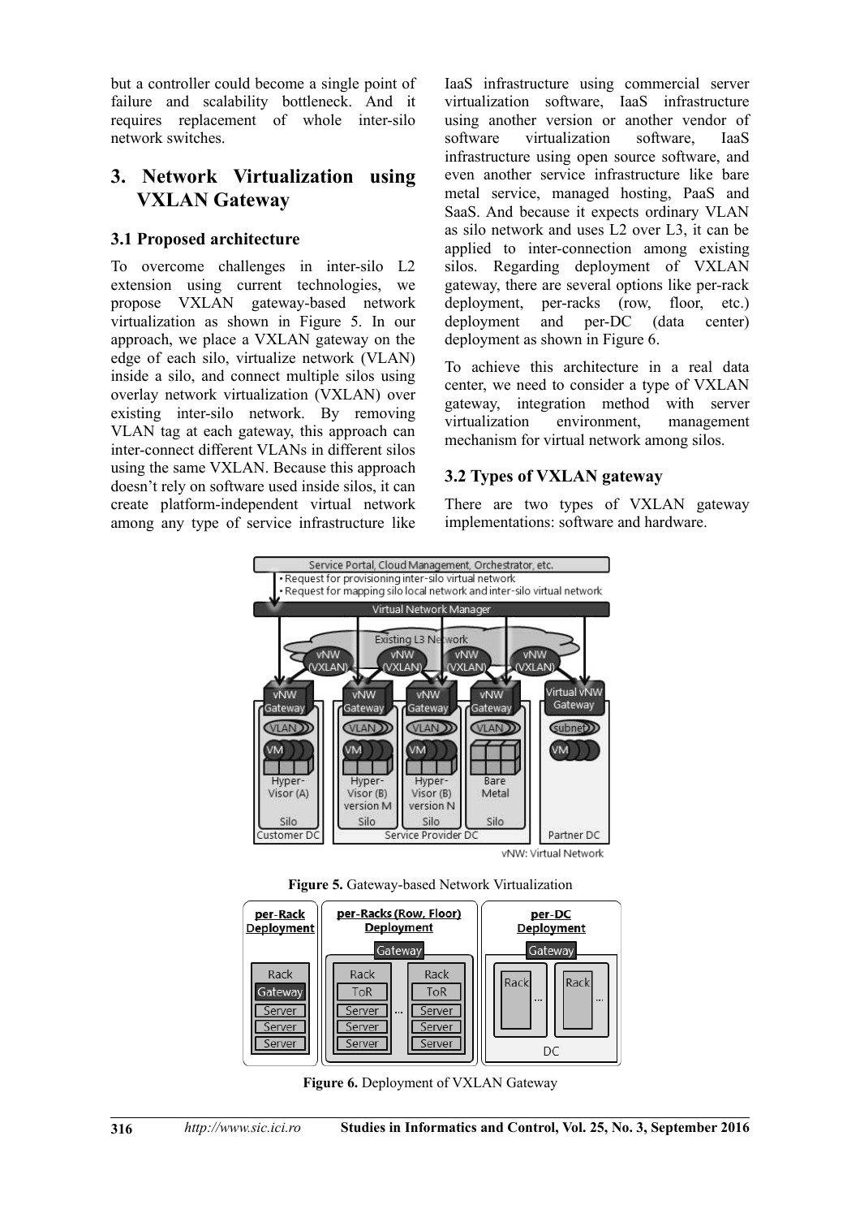but a controller could become a single point of failure and scalability bottleneck. And it requires replacement of whole inter-silo network switches.

## 3. Network Virtualization using VXLAN Gateway

### 3.1 Proposed architecture

To overcome challenges in inter-silo L2 extension using current technologies, we propose VXLAN gateway-based network virtualization as shown in Figure 5. In our approach, we place a VXLAN gateway on the edge of each silo, virtualize network (VLAN) inside a silo, and connect multiple silos using overlay network virtualization (VXLAN) over existing inter-silo network. By removing VLAN tag at each gateway, this approach can inter-connect different VLANs in different silos using the same VXLAN. Because this approach doesn't rely on software used inside silos, it can create platform-independent virtual network among any type of service infrastructure like IaaS infrastructure using commercial server virtualization software, IaaS infrastructure using another version or another vendor of software virtualization software, IaaS infrastructure using open source software, and even another service infrastructure like bare metal service, managed hosting, PaaS and SaaS. And because it expects ordinary VLAN as silo network and uses L2 over L3, it can be applied to inter-connection among existing silos. Regarding deployment of VXLAN gateway, there are several options like per-rack deployment, per-racks (row, floor, etc.) deployment and per-DC (data center) deployment as shown in Figure 6.

To achieve this architecture in a real data center, we need to consider a type of VXLAN gateway, integration method with server virtualization environment, management mechanism for virtual network among silos.

### 3.2 Types of VXLAN gateway

There are two types of VXLAN gateway implementations: software and hardware.

**Figure 5.** Gateway-based Network Virtualization

**Figure 6.** Deployment of VXLAN Gateway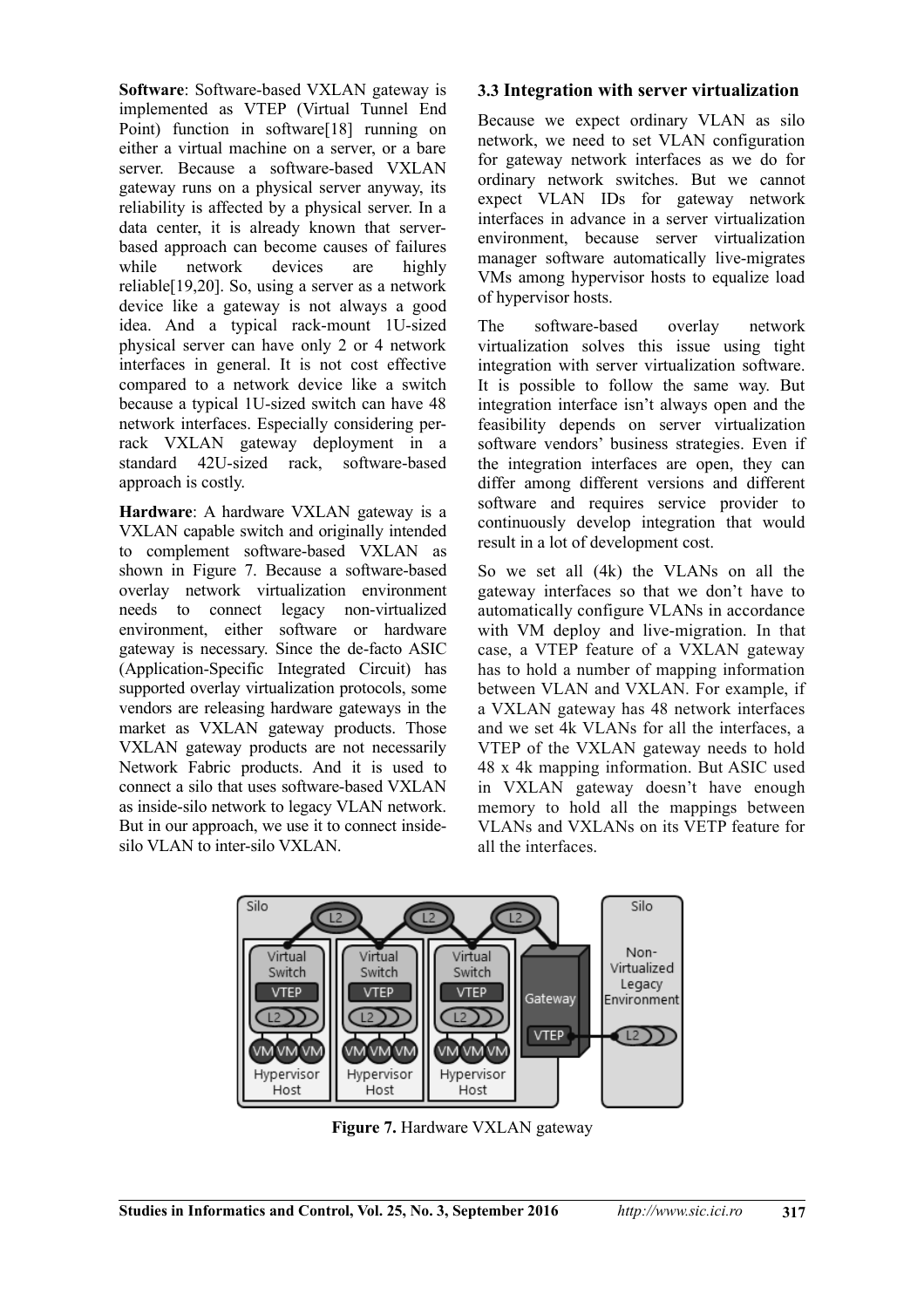**Software**: Software-based VXLAN gateway is implemented as VTEP (Virtual Tunnel End Point) function in software[18] running on either a virtual machine on a server, or a bare server. Because a software-based VXLAN gateway runs on a physical server anyway, its reliability is affected by a physical server. In a data center, it is already known that server-based approach can become causes of failures while network devices are highly reliable[19,20]. So, using a server as a network device like a gateway is not always a good idea. And a typical rack-mount 1U-sized physical server can have only 2 or 4 network interfaces in general. It is not cost effective compared to a network device like a switch because a typical 1U-sized switch can have 48 network interfaces. Especially considering per-rack VXLAN gateway deployment in a standard 42U-sized rack, software-based approach is costly.

**Hardware**: A hardware VXLAN gateway is a VXLAN capable switch and originally intended to complement software-based VXLAN as shown in Figure 7. Because a software-based overlay network virtualization environment needs to connect legacy non-virtualized environment, either software or hardware gateway is necessary. Since the de-facto ASIC (Application-Specific Integrated Circuit) has supported overlay virtualization protocols, some vendors are releasing hardware gateways in the market as VXLAN gateway products. Those VXLAN gateway products are not necessarily Network Fabric products. And it is used to connect a silo that uses software-based VXLAN as inside-silo network to legacy VLAN network. But in our approach, we use it to connect inside-silo VLAN to inter-silo VXLAN.

### 3.3 Integration with server virtualization

Because we expect ordinary VLAN as silo network, we need to set VLAN configuration for gateway network interfaces as we do for ordinary network switches. But we cannot expect VLAN IDs for gateway network interfaces in advance in a server virtualization environment, because server virtualization manager software automatically live-migrates VMs among hypervisor hosts to equalize load of hypervisor hosts.

The software-based overlay network virtualization solves this issue using tight integration with server virtualization software. It is possible to follow the same way. But integration interface isn't always open and the feasibility depends on server virtualization software vendors' business strategies. Even if the integration interfaces are open, they can differ among different versions and different software and requires service provider to continuously develop integration that would result in a lot of development cost.

So we set all (4k) the VLANs on all the gateway interfaces so that we don't have to automatically configure VLANs in accordance with VM deploy and live-migration. In that case, a VTEP feature of a VXLAN gateway has to hold a number of mapping information between VLAN and VXLAN. For example, if a VXLAN gateway has 48 network interfaces and we set 4k VLANs for all the interfaces, a VTEP of the VXLAN gateway needs to hold 48 x 4k mapping information. But ASIC used in VXLAN gateway doesn't have enough memory to hold all the mappings between VLANs and VXLANs on its VETP feature for all the interfaces.

**Figure 7.** Hardware VXLAN gateway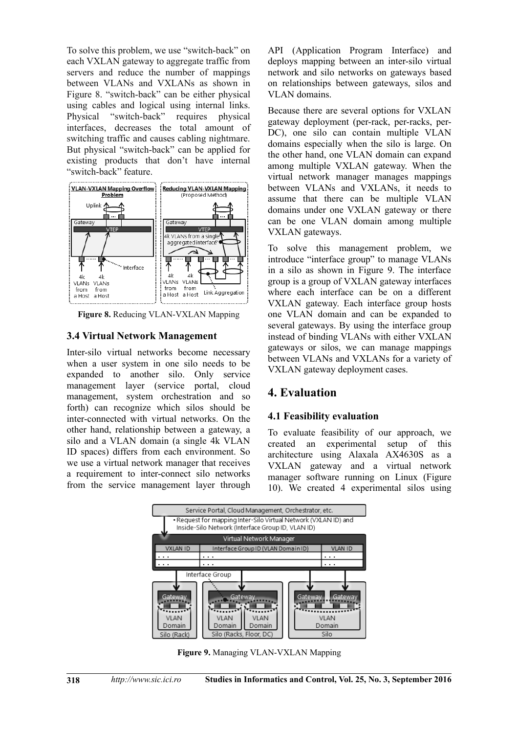To solve this problem, we use "switch-back" on each VXLAN gateway to aggregate traffic from servers and reduce the number of mappings between VLANs and VXLANs as shown in Figure 8. "switch-back" can be either physical using cables and logical using internal links. Physical "switch-back" requires physical interfaces, decreases the total amount of switching traffic and causes cabling nightmare. But physical "switch-back" can be applied for existing products that don't have internal "switch-back" feature.

**Figure 8.** Reducing VLAN-VXLAN Mapping

### 3.4 Virtual Network Management

Inter-silo virtual networks become necessary when a user system in one silo needs to be expanded to another silo. Only service management layer (service portal, cloud management, system orchestration and so forth) can recognize which silos should be inter-connected with virtual networks. On the other hand, relationship between a gateway, a silo and a VLAN domain (a single 4k VLAN ID spaces) differs from each environment. So we use a virtual network manager that receives a requirement to inter-connect silo networks from the service management layer through API (Application Program Interface) and deploys mapping between an inter-silo virtual network and silo networks on gateways based on relationships between gateways, silos and VLAN domains.

Because there are several options for VXLAN gateway deployment (per-rack, per-racks, per-DC), one silo can contain multiple VLAN domains especially when the silo is large. On the other hand, one VLAN domain can expand among multiple VXLAN gateway. When the virtual network manager manages mappings between VLANs and VXLANs, it needs to assume that there can be multiple VLAN domains under one VXLAN gateway or there can be one VLAN domain among multiple VXLAN gateways.

To solve this management problem, we introduce "interface group" to manage VLANs in a silo as shown in Figure 9. The interface group is a group of VXLAN gateway interfaces where each interface can be on a different VXLAN gateway. Each interface group hosts one VLAN domain and can be expanded to several gateways. By using the interface group instead of binding VLANs with either VXLAN gateways or silos, we can manage mappings between VLANs and VXLANs for a variety of VXLAN gateway deployment cases.

## 4. Evaluation

### 4.1 Feasibility evaluation

To evaluate feasibility of our approach, we created an experimental setup of this architecture using Alaxala AX4630S as a VXLAN gateway and a virtual network manager software running on Linux (Figure 10). We created 4 experimental silos using

**Figure 9.** Managing VLAN-VXLAN Mapping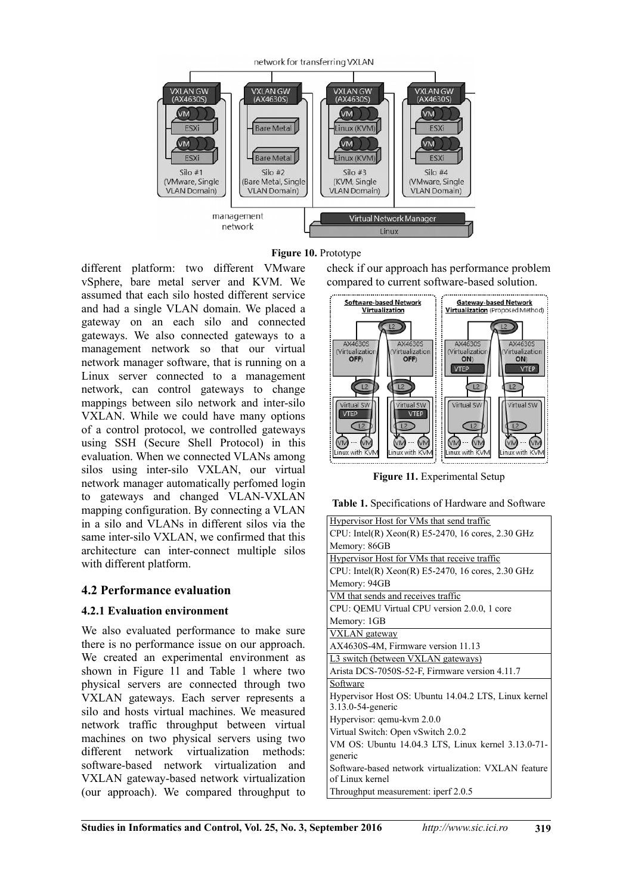Figure 10. Prototype

different platform: two different VMware vSphere, bare metal server and KVM. We assumed that each silo hosted different service and had a single VLAN domain. We placed a gateway on an each silo and connected gateways. We also connected gateways to a management network so that our virtual network manager software, that is running on a Linux server connected to a management network, can control gateways to change mappings between silo network and inter-silo VXLAN. While we could have many options of a control protocol, we controlled gateways using SSH (Secure Shell Protocol) in this evaluation. When we connected VLANs among silos using inter-silo VXLAN, our virtual network manager automatically perfomed login to gateways and changed VLAN-VXLAN mapping configuration. By connecting a VLAN in a silo and VLANs in different silos via the same inter-silo VXLAN, we confirmed that this architecture can inter-connect multiple silos with different platform.

## 4.2 Performance evaluation

### 4.2.1 Evaluation environment

We also evaluated performance to make sure there is no performance issue on our approach. We created an experimental environment as shown in Figure 11 and Table 1 where two physical servers are connected through two VXLAN gateways. Each server represents a silo and hosts virtual machines. We measured network traffic throughput between virtual machines on two physical servers using two different network virtualization methods: software-based network virtualization and VXLAN gateway-based network virtualization (our approach). We compared throughput to check if our approach has performance problem compared to current software-based solution.

Figure 11. Experimental Setup

**Table 1.** Specifications of Hardware and Software

| |
|---|
| Hypervisor Host for VMs that send traffic |
| CPU: Intel(R) Xeon(R) E5-2470, 16 cores, 2.30 GHz |
| Memory: 86GB |
| Hypervisor Host for VMs that receive traffic |
| CPU: Intel(R) Xeon(R) E5-2470, 16 cores, 2.30 GHz |
| Memory: 94GB |
| VM that sends and receives traffic |
| CPU: QEMU Virtual CPU version 2.0.0, 1 core |
| Memory: 1GB |
| VXLAN gateway |
| AX4630S-4M, Firmware version 11.13 |
| L3 switch (between VXLAN gateways) |
| Arista DCS-7050S-52-F, Firmware version 4.11.7 |
| Software |
| Hypervisor Host OS: Ubuntu 14.04.2 LTS, Linux kernel 3.13.0-54-generic |
| Hypervisor: qemu-kvm 2.0.0 |
| Virtual Switch: Open vSwitch 2.0.2 |
| VM OS: Ubuntu 14.04.3 LTS, Linux kernel 3.13.0-71-generic |
| Software-based network virtualization: VXLAN feature of Linux kernel |
| Throughput measurement: iperf 2.0.5 |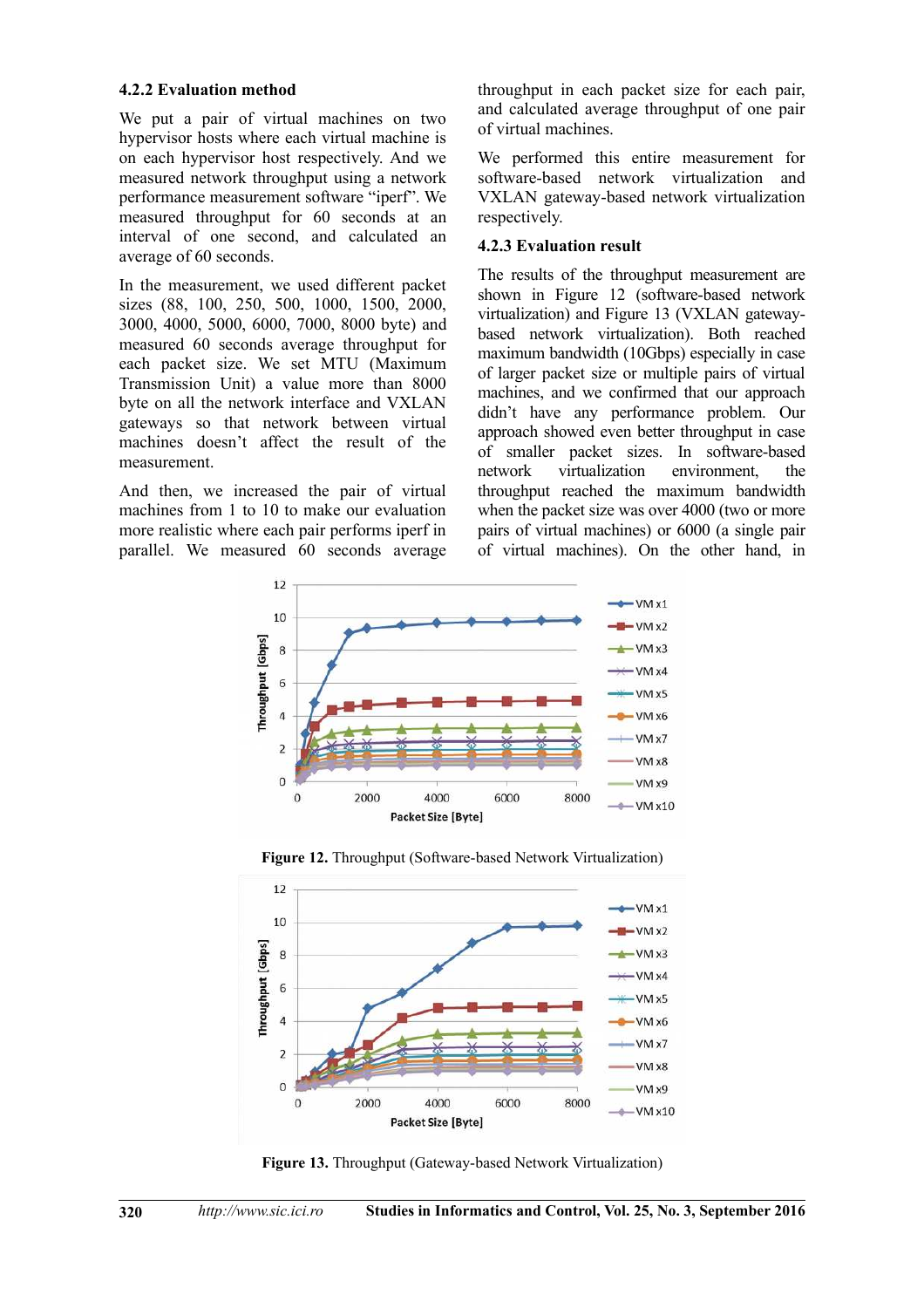#### 4.2.2 Evaluation method

We put a pair of virtual machines on two hypervisor hosts where each virtual machine is on each hypervisor host respectively. And we measured network throughput using a network performance measurement software "iperf". We measured throughput for 60 seconds at an interval of one second, and calculated an average of 60 seconds.

In the measurement, we used different packet sizes (88, 100, 250, 500, 1000, 1500, 2000, 3000, 4000, 5000, 6000, 7000, 8000 byte) and measured 60 seconds average throughput for each packet size. We set MTU (Maximum Transmission Unit) a value more than 8000 byte on all the network interface and VXLAN gateways so that network between virtual machines doesn't affect the result of the measurement.

And then, we increased the pair of virtual machines from 1 to 10 to make our evaluation more realistic where each pair performs iperf in parallel. We measured 60 seconds average throughput in each packet size for each pair, and calculated average throughput of one pair of virtual machines.

We performed this entire measurement for software-based network virtualization and VXLAN gateway-based network virtualization respectively.

#### 4.2.3 Evaluation result

The results of the throughput measurement are shown in Figure 12 (software-based network virtualization) and Figure 13 (VXLAN gateway-based network virtualization). Both reached maximum bandwidth (10Gbps) especially in case of larger packet size or multiple pairs of virtual machines, and we confirmed that our approach didn't have any performance problem. Our approach showed even better throughput in case of smaller packet sizes. In software-based network virtualization environment, the throughput reached the maximum bandwidth when the packet size was over 4000 (two or more pairs of virtual machines) or 6000 (a single pair of virtual machines). On the other hand, in

**Figure 12.** Throughput (Software-based Network Virtualization)

**Figure 13.** Throughput (Gateway-based Network Virtualization)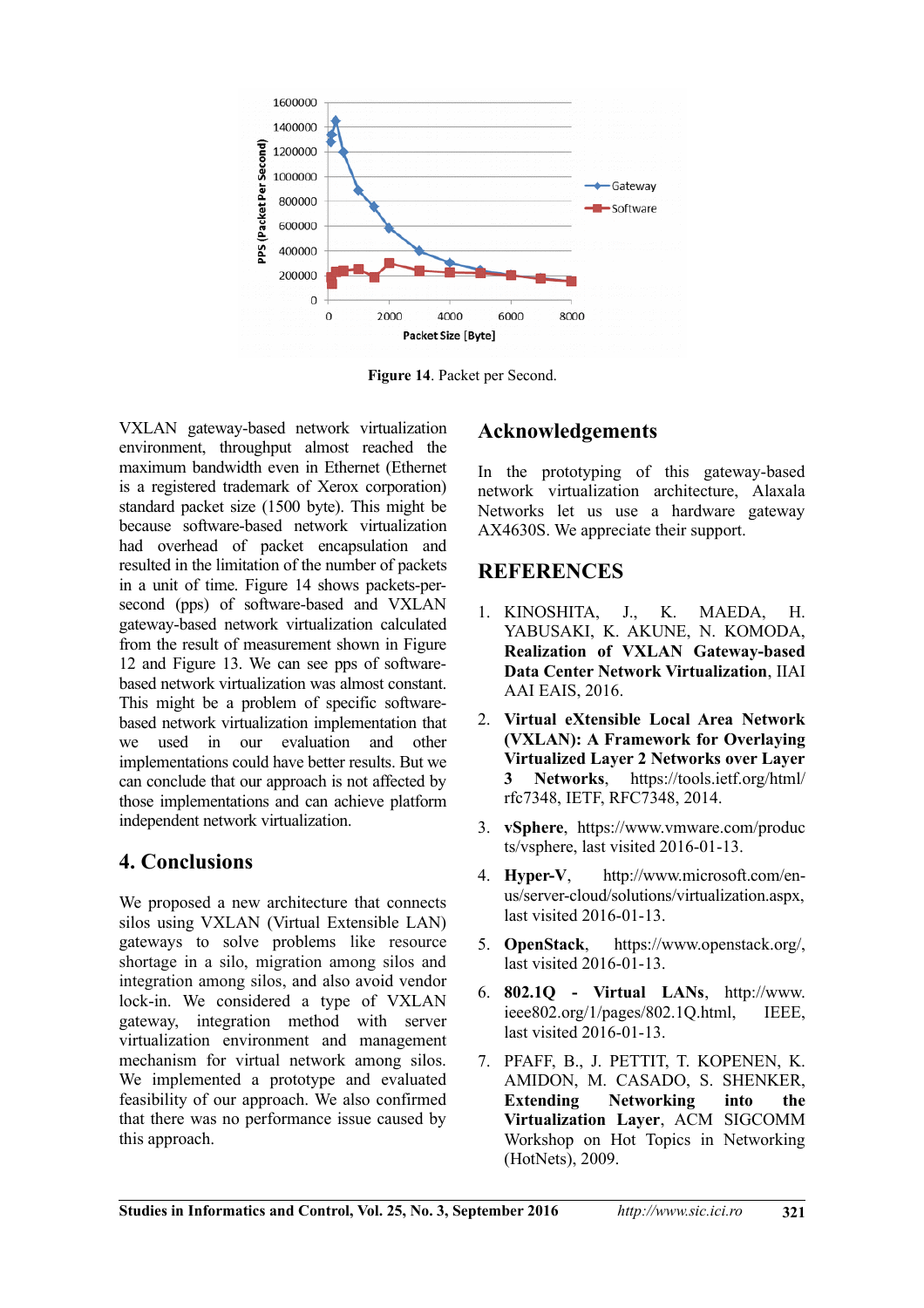Figure 14. Packet per Second.

VXLAN gateway-based network virtualization environment, throughput almost reached the maximum bandwidth even in Ethernet (Ethernet is a registered trademark of Xerox corporation) standard packet size (1500 byte). This might be because software-based network virtualization had overhead of packet encapsulation and resulted in the limitation of the number of packets in a unit of time. Figure 14 shows packets-per-second (pps) of software-based and VXLAN gateway-based network virtualization calculated from the result of measurement shown in Figure 12 and Figure 13. We can see pps of software-based network virtualization was almost constant. This might be a problem of specific software-based network virtualization implementation that we used in our evaluation and other implementations could have better results. But we can conclude that our approach is not affected by those implementations and can achieve platform independent network virtualization.

## 4. Conclusions

We proposed a new architecture that connects silos using VXLAN (Virtual Extensible LAN) gateways to solve problems like resource shortage in a silo, migration among silos and integration among silos, and also avoid vendor lock-in. We considered a type of VXLAN gateway, integration method with server virtualization environment and management mechanism for virtual network among silos. We implemented a prototype and evaluated feasibility of our approach. We also confirmed that there was no performance issue caused by this approach.

## Acknowledgements

In the prototyping of this gateway-based network virtualization architecture, Alaxala Networks let us use a hardware gateway AX4630S. We appreciate their support.

## REFERENCES

1. KINOSHITA, J., K. MAEDA, H. YABUSAKI, K. AKUNE, N. KOMODA, **Realization of VXLAN Gateway-based Data Center Network Virtualization**, IIAI AAI EAIS, 2016.

2. **Virtual eXtensible Local Area Network (VXLAN): A Framework for Overlaying Virtualized Layer 2 Networks over Layer 3 Networks**, https://tools.ietf.org/html/rfc7348, IETF, RFC7348, 2014.

3. **vSphere**, https://www.vmware.com/products/vsphere, last visited 2016-01-13.

4. **Hyper-V**, http://www.microsoft.com/en-us/server-cloud/solutions/virtualization.aspx, last visited 2016-01-13.

5. **OpenStack**, https://www.openstack.org/, last visited 2016-01-13.

6. **802.1Q - Virtual LANs**, http://www.ieee802.org/1/pages/802.1Q.html, IEEE, last visited 2016-01-13.

7. PFAFF, B., J. PETTIT, T. KOPENEN, K. AMIDON, M. CASADO, S. SHENKER, **Extending Networking into the Virtualization Layer**, ACM SIGCOMM Workshop on Hot Topics in Networking (HotNets), 2009.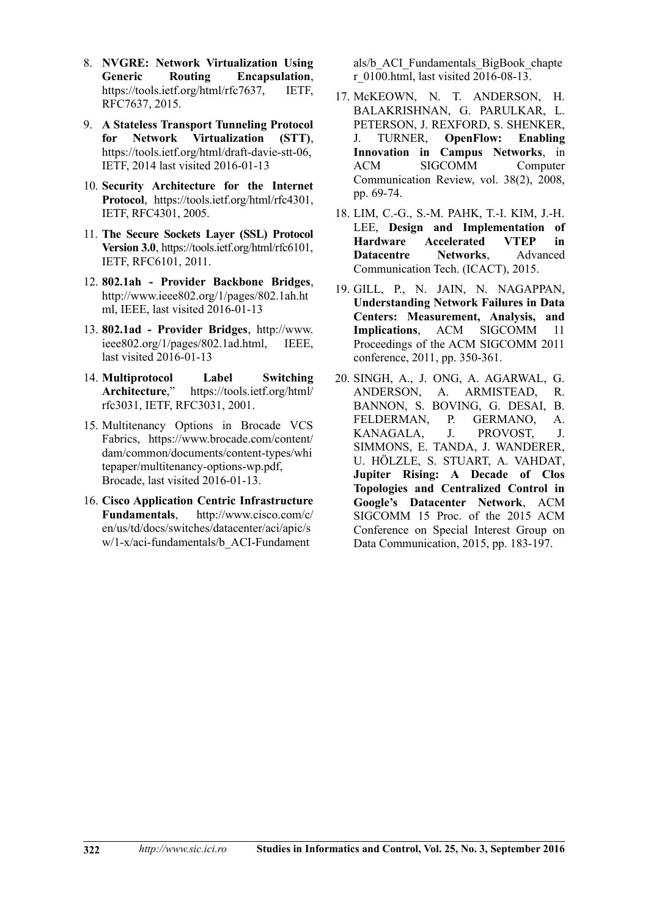8. **NVGRE: Network Virtualization Using Generic Routing Encapsulation**, https://tools.ietf.org/html/rfc7637, IETF, RFC7637, 2015.

9. **A Stateless Transport Tunneling Protocol for Network Virtualization (STT)**, https://tools.ietf.org/html/draft-davie-stt-06, IETF, 2014 last visited 2016-01-13

10. **Security Architecture for the Internet Protocol**, https://tools.ietf.org/html/rfc4301, IETF, RFC4301, 2005.

11. **The Secure Sockets Layer (SSL) Protocol Version 3.0**, https://tools.ietf.org/html/rfc6101, IETF, RFC6101, 2011.

12. **802.1ah - Provider Backbone Bridges**, http://www.ieee802.org/1/pages/802.1ah.html, IEEE, last visited 2016-01-13

13. **802.1ad - Provider Bridges**, http://www.ieee802.org/1/pages/802.1ad.html, IEEE, last visited 2016-01-13

14. **Multiprotocol Label Switching Architecture**," https://tools.ietf.org/html/rfc3031, IETF, RFC3031, 2001.

15. Multitenancy Options in Brocade VCS Fabrics, https://www.brocade.com/content/dam/common/documents/content-types/whitepaper/multitenancy-options-wp.pdf, Brocade, last visited 2016-01-13.

16. **Cisco Application Centric Infrastructure Fundamentals**, http://www.cisco.com/c/en/us/td/docs/switches/datacenter/aci/apic/sw/1-x/aci-fundamentals/b_ACI-Fundamentals/b_ACI_Fundamentals_BigBook_chapter_0100.html, last visited 2016-08-13.

17. McKEOWN, N. T. ANDERSON, H. BALAKRISHNAN, G. PARULKAR, L. PETERSON, J. REXFORD, S. SHENKER, J. TURNER, **OpenFlow: Enabling Innovation in Campus Networks**, in ACM SIGCOMM Computer Communication Review, vol. 38(2), 2008, pp. 69-74.

18. LIM, C.-G., S.-M. PAHK, T.-I. KIM, J.-H. LEE, **Design and Implementation of Hardware Accelerated VTEP in Datacentre Networks**, Advanced Communication Tech. (ICACT), 2015.

19. GILL, P., N. JAIN, N. NAGAPPAN, **Understanding Network Failures in Data Centers: Measurement, Analysis, and Implications**, ACM SIGCOMM 11 Proceedings of the ACM SIGCOMM 2011 conference, 2011, pp. 350-361.

20. SINGH, A., J. ONG, A. AGARWAL, G. ANDERSON, A. ARMISTEAD, R. BANNON, S. BOVING, G. DESAI, B. FELDERMAN, P. GERMANO, A. KANAGALA, J. PROVOST, J. SIMMONS, E. TANDA, J. WANDERER, U. HÖLZLE, S. STUART, A. VAHDAT, **Jupiter Rising: A Decade of Clos Topologies and Centralized Control in Google's Datacenter Network**, ACM SIGCOMM 15 Proc. of the 2015 ACM Conference on Special Interest Group on Data Communication, 2015, pp. 183-197.